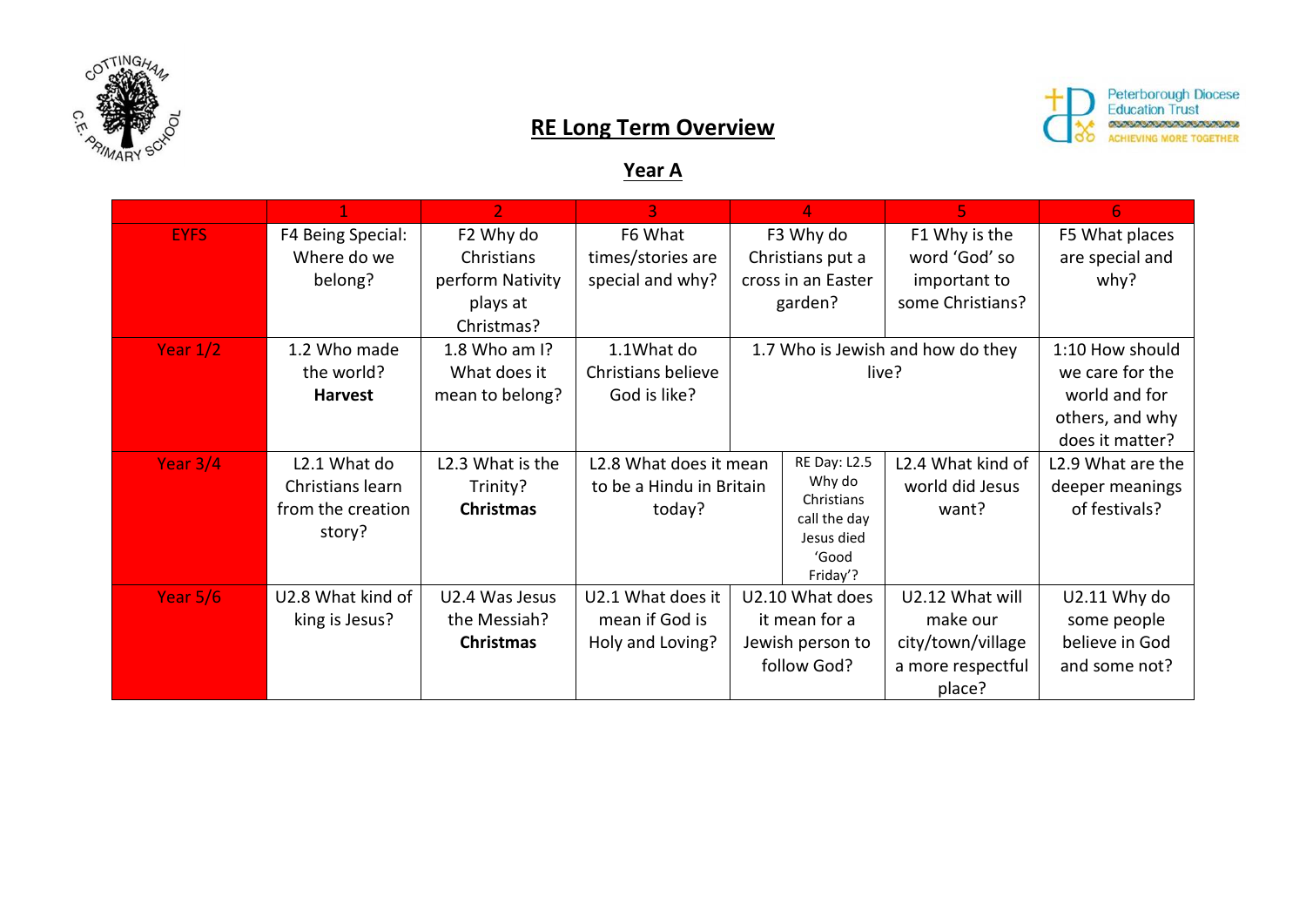# RE Long Term Overview

## Year A

| | 1 | 2 | 3 | 4 | | 5 | 6 |
|---|---|---|---|---|---|---|---|
| EYFS | F4 Being Special: Where do we belong? | F2 Why do Christians perform Nativity plays at Christmas? | F6 What times/stories are special and why? | F3 Why do Christians put a cross in an Easter garden? | | F1 Why is the word 'God' so important to some Christians? | F5 What places are special and why? |
| Year 1/2 | 1.2 Who made the world? **Harvest** | 1.8 Who am I? What does it mean to belong? | 1.1What do Christians believe God is like? | 1.7 Who is Jewish and how do they live? | | | 1:10 How should we care for the world and for others, and why does it matter? |
| Year 3/4 | L2.1 What do Christians learn from the creation story? | L2.3 What is the Trinity? **Christmas** | L2.8 What does it mean to be a Hindu in Britain today? | | RE Day: L2.5 Why do Christians call the day Jesus died 'Good Friday'? | L2.4 What kind of world did Jesus want? | L2.9 What are the deeper meanings of festivals? |
| Year 5/6 | U2.8 What kind of king is Jesus? | U2.4 Was Jesus the Messiah? **Christmas** | U2.1 What does it mean if God is Holy and Loving? | U2.10 What does it mean for a Jewish person to follow God? | | U2.12 What will make our city/town/village a more respectful place? | U2.11 Why do some people believe in God and some not? |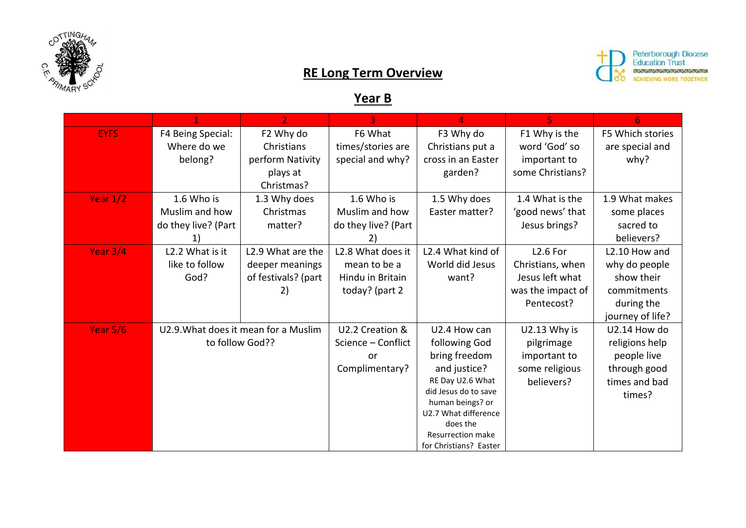# RE Long Term Overview

## Year B

| | 1 | 2 | 3 | 4 | 5 | 6 |
|---|---|---|---|---|---|---|
| EYFS | F4 Being Special: Where do we belong? | F2 Why do Christians perform Nativity plays at Christmas? | F6 What times/stories are special and why? | F3 Why do Christians put a cross in an Easter garden? | F1 Why is the word 'God' so important to some Christians? | F5 Which stories are special and why? |
| Year 1/2 | 1.6 Who is Muslim and how do they live? (Part 1) | 1.3 Why does Christmas matter? | 1.6 Who is Muslim and how do they live? (Part 2) | 1.5 Why does Easter matter? | 1.4 What is the 'good news' that Jesus brings? | 1.9 What makes some places sacred to believers? |
| Year 3/4 | L2.2 What is it like to follow God? | L2.9 What are the deeper meanings of festivals? (part 2) | L2.8 What does it mean to be a Hindu in Britain today? (part 2 | L2.4 What kind of World did Jesus want? | L2.6 For Christians, when Jesus left what was the impact of Pentecost? | L2.10 How and why do people show their commitments during the journey of life? |
| Year 5/6 | U2.9.What does it mean for a Muslim to follow God?? | | U2.2 Creation & Science – Conflict or Complimentary? | U2.4 How can following God bring freedom and justice? RE Day U2.6 What did Jesus do to save human beings? or U2.7 What difference does the Resurrection make for Christians? Easter | U2.13 Why is pilgrimage important to some religious believers? | U2.14 How do religions help people live through good times and bad times? |